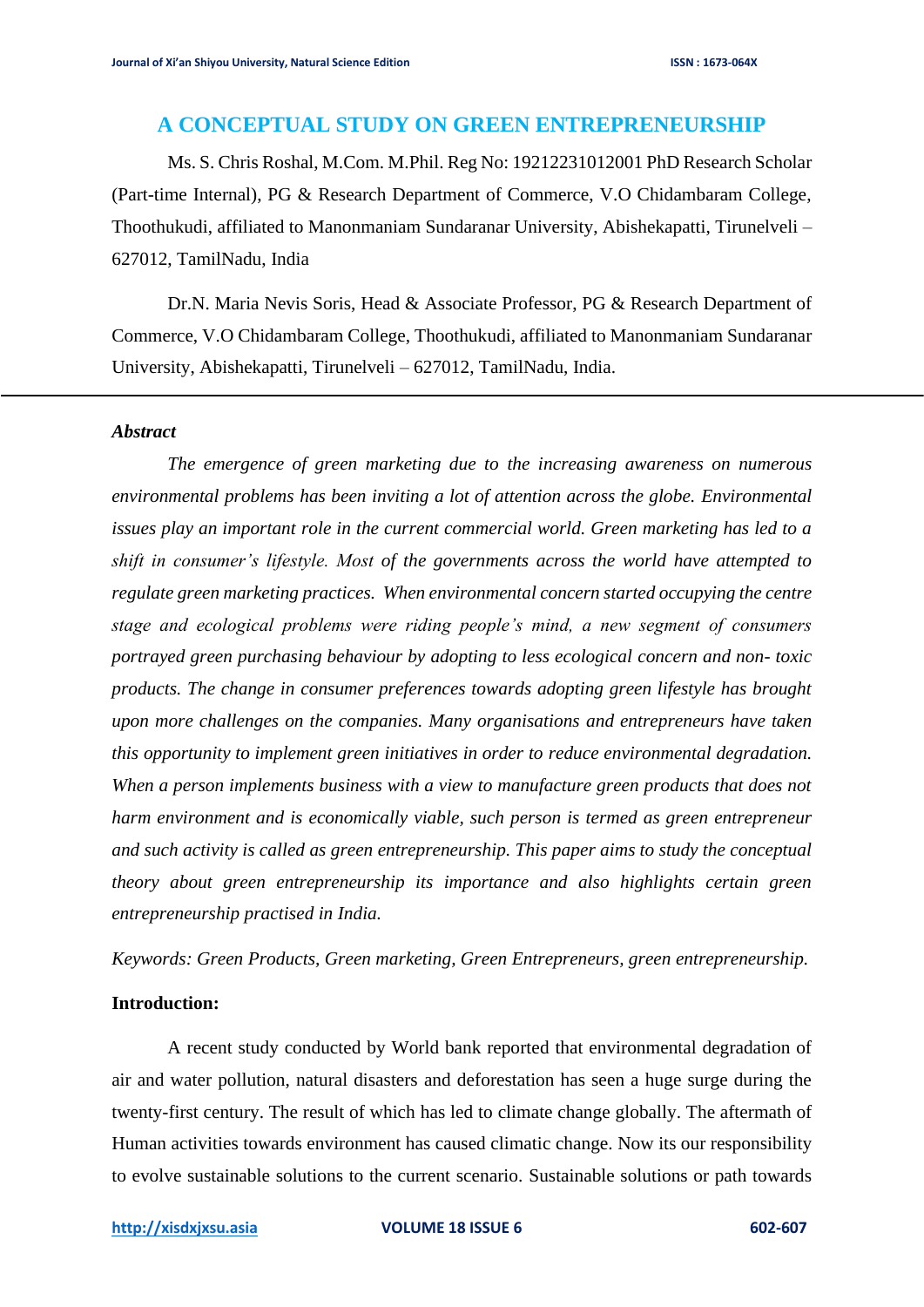# A CONCEPTUAL STUDY ON GREEN ENTREPRENEURSHIP

Ms. S. Chris Roshal, M.Com. M.Phil. Reg No: 19212231012001 PhD Research Scholar (Part-time Internal), PG & Research Department of Commerce, V.O Chidambaram College, Thoothukudi, affiliated to Manonmaniam Sundaranar University, Abishekapatti, Tirunelveli – 627012, TamilNadu, India

Dr.N. Maria Nevis Soris, Head & Associate Professor, PG & Research Department of Commerce, V.O Chidambaram College, Thoothukudi, affiliated to Manonmaniam Sundaranar University, Abishekapatti, Tirunelveli – 627012, TamilNadu, India.

---

***Abstract***

*The emergence of green marketing due to the increasing awareness on numerous environmental problems has been inviting a lot of attention across the globe. Environmental issues play an important role in the current commercial world. Green marketing has led to a shift in consumer's lifestyle. Most of the governments across the world have attempted to regulate green marketing practices. When environmental concern started occupying the centre stage and ecological problems were riding people's mind, a new segment of consumers portrayed green purchasing behaviour by adopting to less ecological concern and non- toxic products. The change in consumer preferences towards adopting green lifestyle has brought upon more challenges on the companies. Many organisations and entrepreneurs have taken this opportunity to implement green initiatives in order to reduce environmental degradation. When a person implements business with a view to manufacture green products that does not harm environment and is economically viable, such person is termed as green entrepreneur and such activity is called as green entrepreneurship. This paper aims to study the conceptual theory about green entrepreneurship its importance and also highlights certain green entrepreneurship practised in India.*

*Keywords: Green Products, Green marketing, Green Entrepreneurs, green entrepreneurship.*

**Introduction:**

A recent study conducted by World bank reported that environmental degradation of air and water pollution, natural disasters and deforestation has seen a huge surge during the twenty-first century. The result of which has led to climate change globally. The aftermath of Human activities towards environment has caused climatic change. Now its our responsibility to evolve sustainable solutions to the current scenario. Sustainable solutions or path towards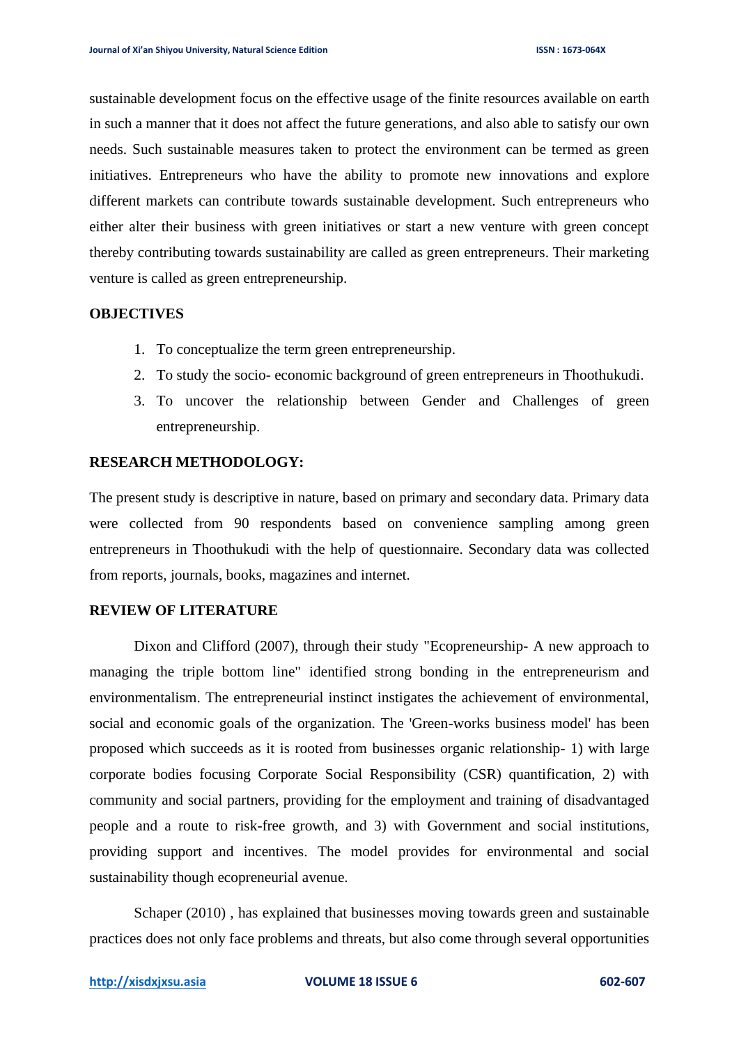sustainable development focus on the effective usage of the finite resources available on earth in such a manner that it does not affect the future generations, and also able to satisfy our own needs. Such sustainable measures taken to protect the environment can be termed as green initiatives. Entrepreneurs who have the ability to promote new innovations and explore different markets can contribute towards sustainable development. Such entrepreneurs who either alter their business with green initiatives or start a new venture with green concept thereby contributing towards sustainability are called as green entrepreneurs. Their marketing venture is called as green entrepreneurship.

## OBJECTIVES

1. To conceptualize the term green entrepreneurship.
2. To study the socio- economic background of green entrepreneurs in Thoothukudi.
3. To uncover the relationship between Gender and Challenges of green entrepreneurship.

## RESEARCH METHODOLOGY:

The present study is descriptive in nature, based on primary and secondary data. Primary data were collected from 90 respondents based on convenience sampling among green entrepreneurs in Thoothukudi with the help of questionnaire. Secondary data was collected from reports, journals, books, magazines and internet.

## REVIEW OF LITERATURE

Dixon and Clifford (2007), through their study "Ecopreneurship- A new approach to managing the triple bottom line" identified strong bonding in the entrepreneurism and environmentalism. The entrepreneurial instinct instigates the achievement of environmental, social and economic goals of the organization. The 'Green-works business model' has been proposed which succeeds as it is rooted from businesses organic relationship- 1) with large corporate bodies focusing Corporate Social Responsibility (CSR) quantification, 2) with community and social partners, providing for the employment and training of disadvantaged people and a route to risk-free growth, and 3) with Government and social institutions, providing support and incentives. The model provides for environmental and social sustainability though ecopreneurial avenue.

Schaper (2010) , has explained that businesses moving towards green and sustainable practices does not only face problems and threats, but also come through several opportunities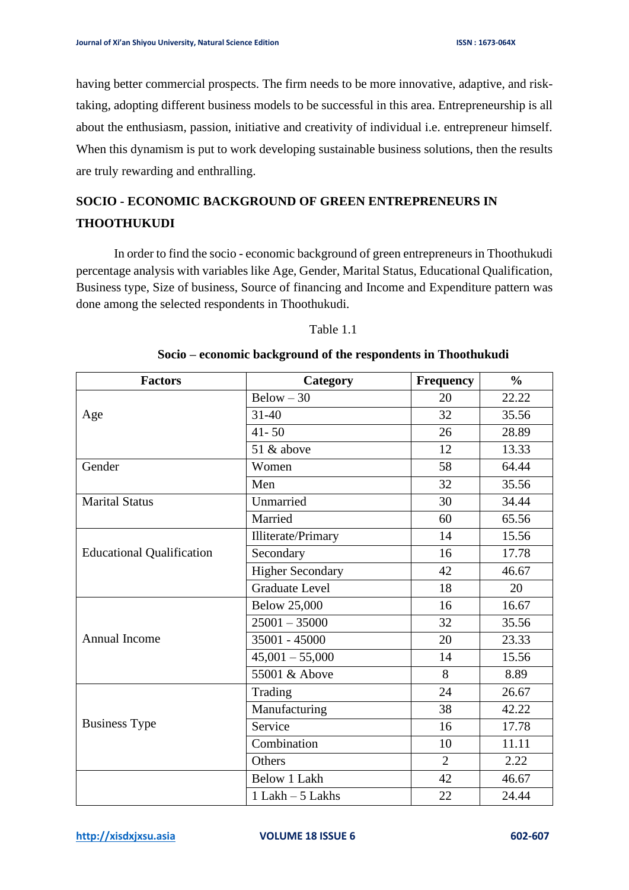having better commercial prospects. The firm needs to be more innovative, adaptive, and risk-taking, adopting different business models to be successful in this area. Entrepreneurship is all about the enthusiasm, passion, initiative and creativity of individual i.e. entrepreneur himself. When this dynamism is put to work developing sustainable business solutions, then the results are truly rewarding and enthralling.

## SOCIO - ECONOMIC BACKGROUND OF GREEN ENTREPRENEURS IN THOOTHUKUDI

In order to find the socio - economic background of green entrepreneurs in Thoothukudi percentage analysis with variables like Age, Gender, Marital Status, Educational Qualification, Business type, Size of business, Source of financing and Income and Expenditure pattern was done among the selected respondents in Thoothukudi.

Table 1.1

**Socio – economic background of the respondents in Thoothukudi**

| Factors | Category | Frequency | % |
|---|---|---|---|
| Age | Below – 30 | 20 | 22.22 |
| | 31-40 | 32 | 35.56 |
| | 41- 50 | 26 | 28.89 |
| | 51 & above | 12 | 13.33 |
| Gender | Women | 58 | 64.44 |
| | Men | 32 | 35.56 |
| Marital Status | Unmarried | 30 | 34.44 |
| | Married | 60 | 65.56 |
| Educational Qualification | Illiterate/Primary | 14 | 15.56 |
| | Secondary | 16 | 17.78 |
| | Higher Secondary | 42 | 46.67 |
| | Graduate Level | 18 | 20 |
| Annual Income | Below 25,000 | 16 | 16.67 |
| | 25001 – 35000 | 32 | 35.56 |
| | 35001 - 45000 | 20 | 23.33 |
| | 45,001 – 55,000 | 14 | 15.56 |
| | 55001 & Above | 8 | 8.89 |
| Business Type | Trading | 24 | 26.67 |
| | Manufacturing | 38 | 42.22 |
| | Service | 16 | 17.78 |
| | Combination | 10 | 11.11 |
| | Others | 2 | 2.22 |
| | Below 1 Lakh | 42 | 46.67 |
| | 1 Lakh – 5 Lakhs | 22 | 24.44 |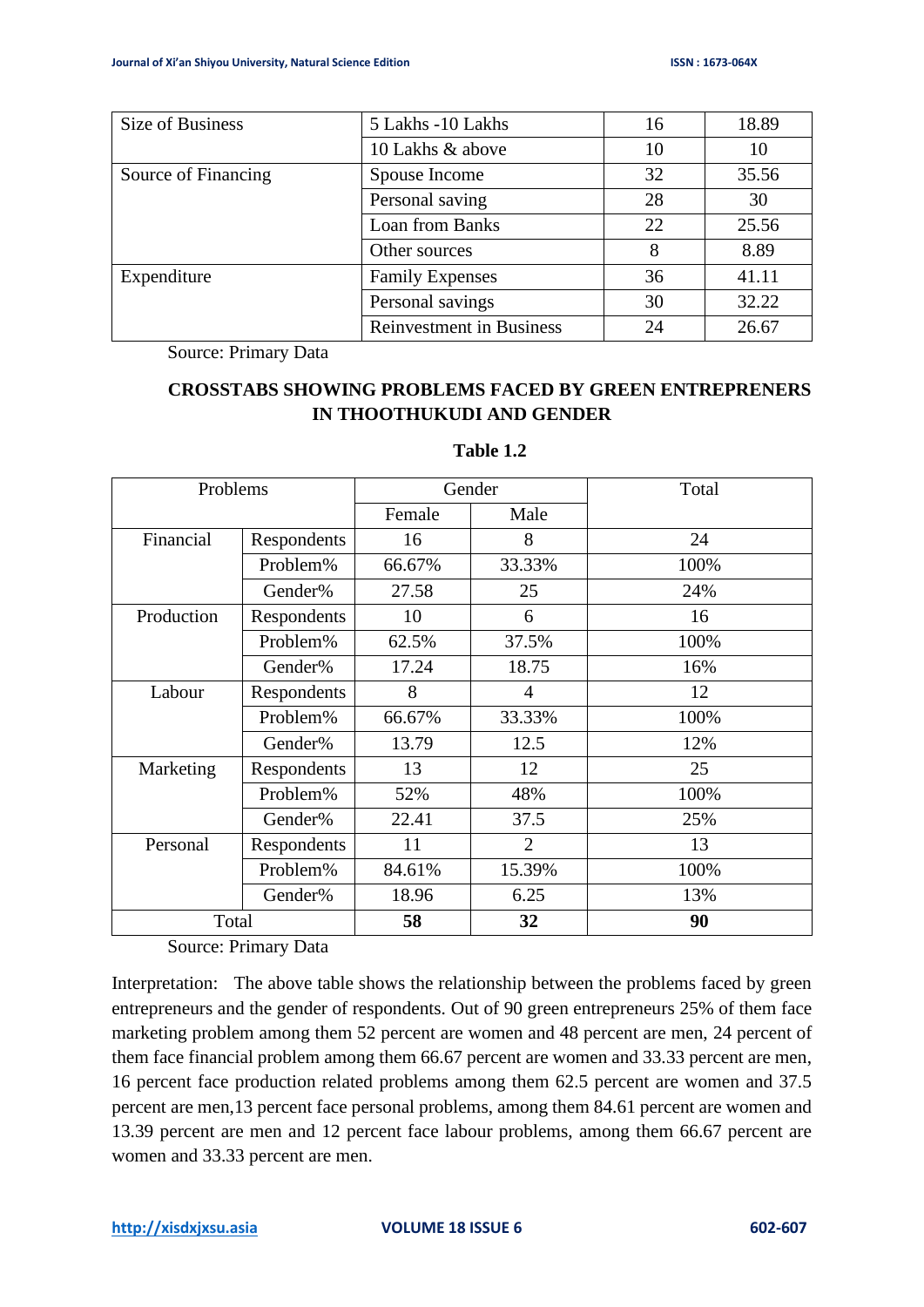| Size of Business | 5 Lakhs -10 Lakhs | 16 | 18.89 |
|---|---|---|---|
| | 10 Lakhs & above | 10 | 10 |
| Source of Financing | Spouse Income | 32 | 35.56 |
| | Personal saving | 28 | 30 |
| | Loan from Banks | 22 | 25.56 |
| | Other sources | 8 | 8.89 |
| Expenditure | Family Expenses | 36 | 41.11 |
| | Personal savings | 30 | 32.22 |
| | Reinvestment in Business | 24 | 26.67 |

Source: Primary Data

**CROSSTABS SHOWING PROBLEMS FACED BY GREEN ENTREPRENERS IN THOOTHUKUDI AND GENDER**

**Table 1.2**

| Problems | | Gender | | Total |
|---|---|---|---|---|
| | | Female | Male | |
| Financial | Respondents | 16 | 8 | 24 |
| | Problem% | 66.67% | 33.33% | 100% |
| | Gender% | 27.58 | 25 | 24% |
| Production | Respondents | 10 | 6 | 16 |
| | Problem% | 62.5% | 37.5% | 100% |
| | Gender% | 17.24 | 18.75 | 16% |
| Labour | Respondents | 8 | 4 | 12 |
| | Problem% | 66.67% | 33.33% | 100% |
| | Gender% | 13.79 | 12.5 | 12% |
| Marketing | Respondents | 13 | 12 | 25 |
| | Problem% | 52% | 48% | 100% |
| | Gender% | 22.41 | 37.5 | 25% |
| Personal | Respondents | 11 | 2 | 13 |
| | Problem% | 84.61% | 15.39% | 100% |
| | Gender% | 18.96 | 6.25 | 13% |
| Total | | **58** | **32** | **90** |

Source: Primary Data

Interpretation: The above table shows the relationship between the problems faced by green entrepreneurs and the gender of respondents. Out of 90 green entrepreneurs 25% of them face marketing problem among them 52 percent are women and 48 percent are men, 24 percent of them face financial problem among them 66.67 percent are women and 33.33 percent are men, 16 percent face production related problems among them 62.5 percent are women and 37.5 percent are men,13 percent face personal problems, among them 84.61 percent are women and 13.39 percent are men and 12 percent face labour problems, among them 66.67 percent are women and 33.33 percent are men.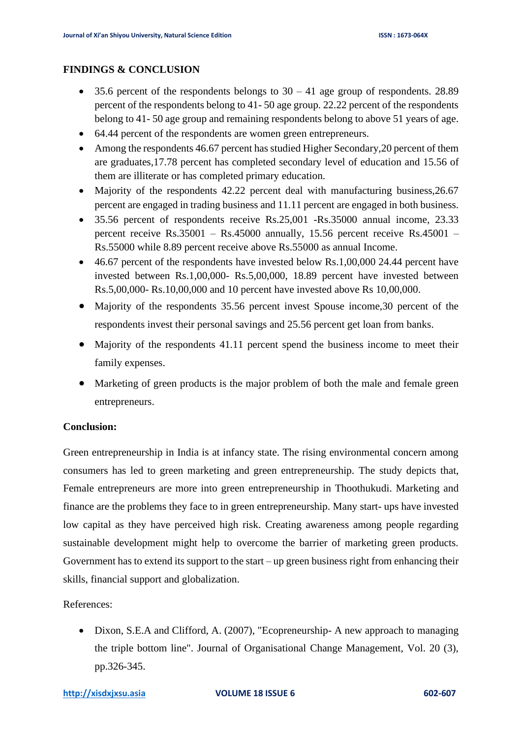## FINDINGS & CONCLUSION

- 35.6 percent of the respondents belongs to 30 – 41 age group of respondents. 28.89 percent of the respondents belong to 41- 50 age group. 22.22 percent of the respondents belong to 41- 50 age group and remaining respondents belong to above 51 years of age.
- 64.44 percent of the respondents are women green entrepreneurs.
- Among the respondents 46.67 percent has studied Higher Secondary,20 percent of them are graduates,17.78 percent has completed secondary level of education and 15.56 of them are illiterate or has completed primary education.
- Majority of the respondents 42.22 percent deal with manufacturing business,26.67 percent are engaged in trading business and 11.11 percent are engaged in both business.
- 35.56 percent of respondents receive Rs.25,001 -Rs.35000 annual income, 23.33 percent receive Rs.35001 – Rs.45000 annually, 15.56 percent receive Rs.45001 – Rs.55000 while 8.89 percent receive above Rs.55000 as annual Income.
- 46.67 percent of the respondents have invested below Rs.1,00,000 24.44 percent have invested between Rs.1,00,000- Rs.5,00,000, 18.89 percent have invested between Rs.5,00,000- Rs.10,00,000 and 10 percent have invested above Rs 10,00,000.
- Majority of the respondents 35.56 percent invest Spouse income,30 percent of the respondents invest their personal savings and 25.56 percent get loan from banks.
- Majority of the respondents 41.11 percent spend the business income to meet their family expenses.
- Marketing of green products is the major problem of both the male and female green entrepreneurs.

**Conclusion:**

Green entrepreneurship in India is at infancy state. The rising environmental concern among consumers has led to green marketing and green entrepreneurship. The study depicts that, Female entrepreneurs are more into green entrepreneurship in Thoothukudi. Marketing and finance are the problems they face to in green entrepreneurship. Many start- ups have invested low capital as they have perceived high risk. Creating awareness among people regarding sustainable development might help to overcome the barrier of marketing green products. Government has to extend its support to the start – up green business right from enhancing their skills, financial support and globalization.

References:

- Dixon, S.E.A and Clifford, A. (2007), "Ecopreneurship- A new approach to managing the triple bottom line". Journal of Organisational Change Management, Vol. 20 (3), pp.326-345.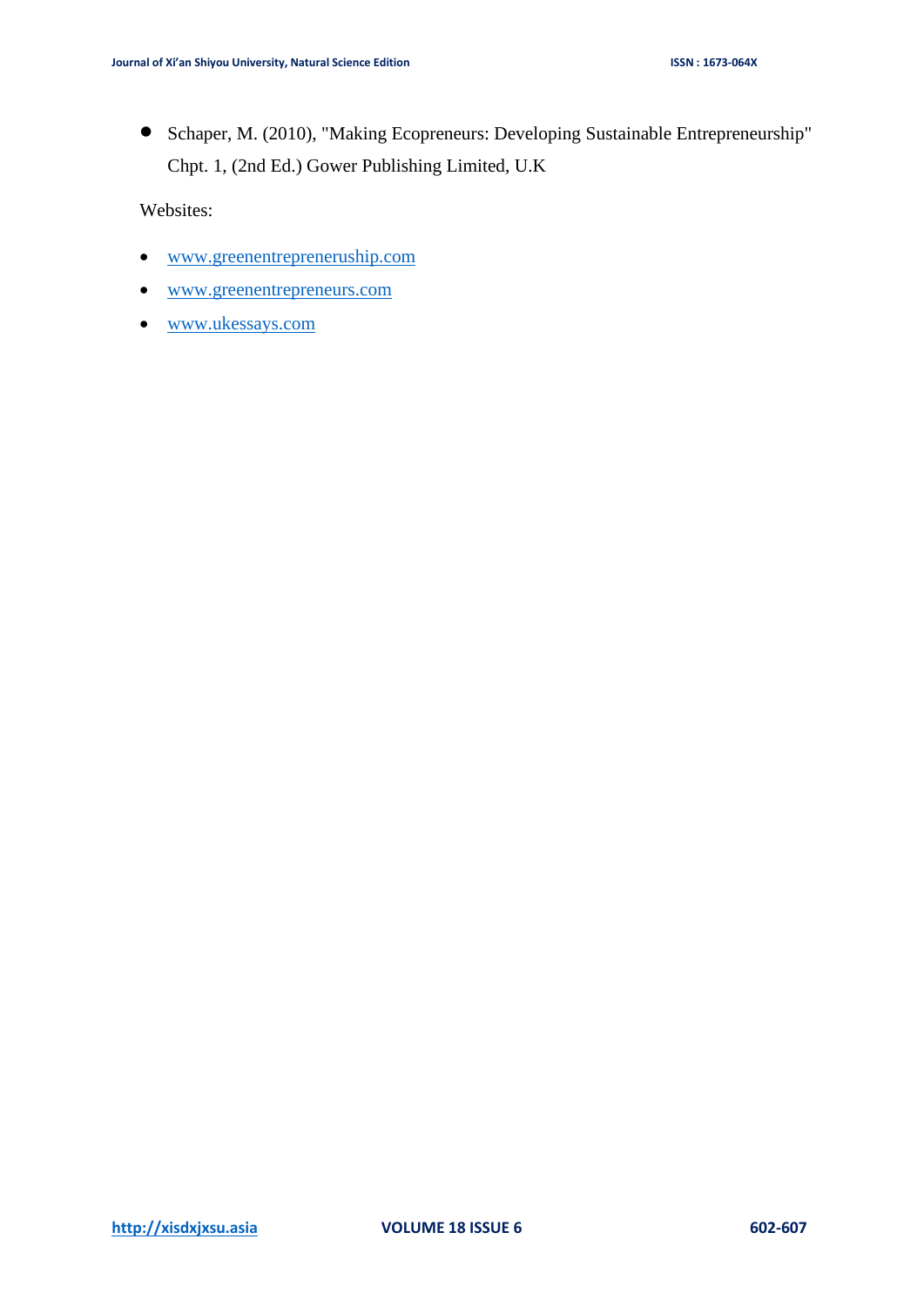- Schaper, M. (2010), "Making Ecopreneurs: Developing Sustainable Entrepreneurship" Chpt. 1, (2nd Ed.) Gower Publishing Limited, U.K

Websites:

- www.greenentrepreneruship.com
- www.greenentrepreneurs.com
- www.ukessays.com